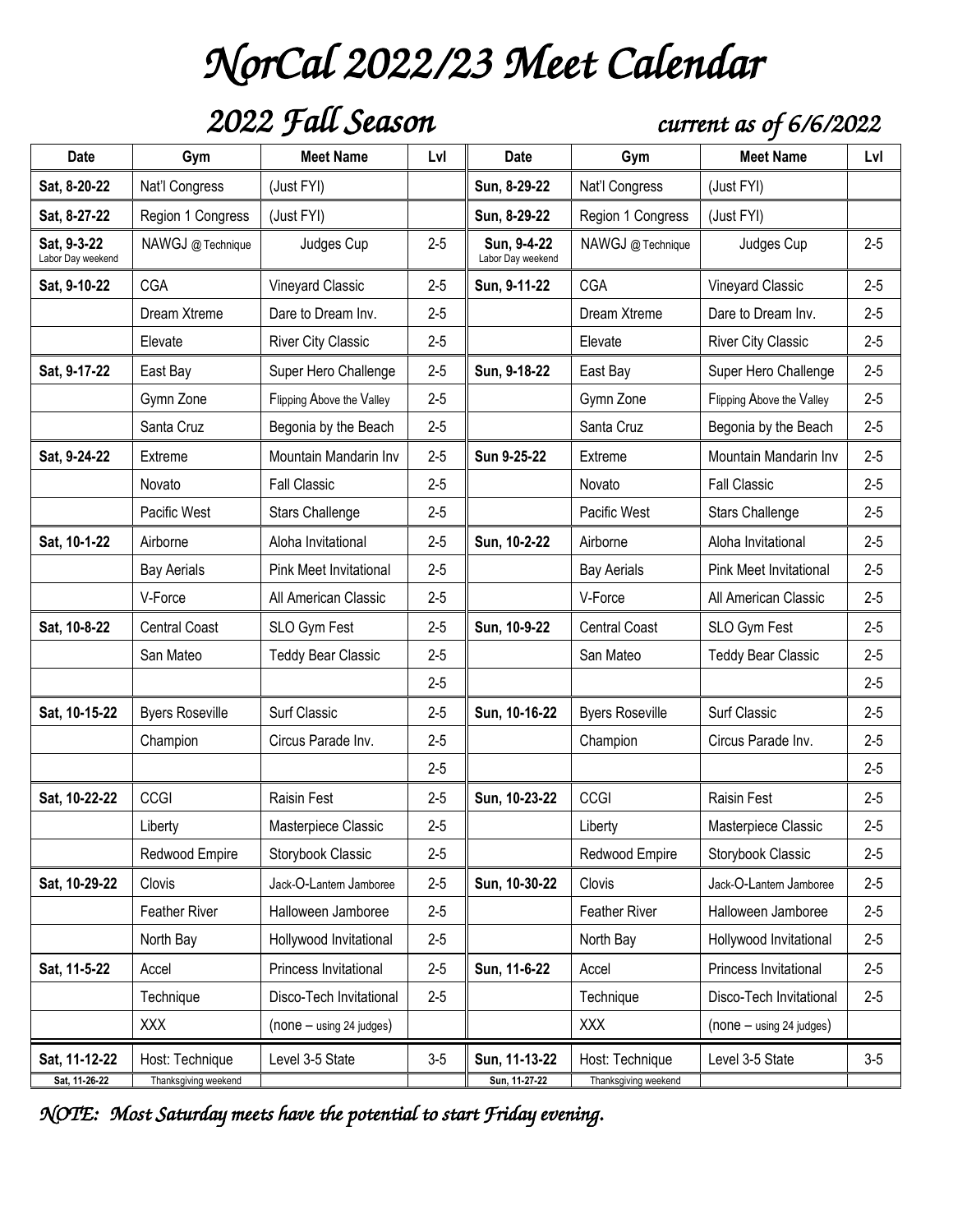# NorCal 2022/23 Meet Calendar

## 2022 Fall Season

*current as of 6/6/2022*

| Date | Gym | Meet Name | Lvl | Date | Gym | Meet Name | Lvl |
|---|---|---|---|---|---|---|---|
| **Sat, 8-20-22** | Nat'l Congress | (Just FYI) | | **Sun, 8-29-22** | Nat'l Congress | (Just FYI) | |
| **Sat, 8-27-22** | Region 1 Congress | (Just FYI) | | **Sun, 8-29-22** | Region 1 Congress | (Just FYI) | |
| **Sat, 9-3-22** Labor Day weekend | NAWGJ @ Technique | Judges Cup | 2-5 | **Sun, 9-4-22** Labor Day weekend | NAWGJ @ Technique | Judges Cup | 2-5 |
| **Sat, 9-10-22** | CGA | Vineyard Classic | 2-5 | **Sun, 9-11-22** | CGA | Vineyard Classic | 2-5 |
| | Dream Xtreme | Dare to Dream Inv. | 2-5 | | Dream Xtreme | Dare to Dream Inv. | 2-5 |
| | Elevate | River City Classic | 2-5 | | Elevate | River City Classic | 2-5 |
| **Sat, 9-17-22** | East Bay | Super Hero Challenge | 2-5 | **Sun, 9-18-22** | East Bay | Super Hero Challenge | 2-5 |
| | Gymn Zone | Flipping Above the Valley | 2-5 | | Gymn Zone | Flipping Above the Valley | 2-5 |
| | Santa Cruz | Begonia by the Beach | 2-5 | | Santa Cruz | Begonia by the Beach | 2-5 |
| **Sat, 9-24-22** | Extreme | Mountain Mandarin Inv | 2-5 | **Sun 9-25-22** | Extreme | Mountain Mandarin Inv | 2-5 |
| | Novato | Fall Classic | 2-5 | | Novato | Fall Classic | 2-5 |
| | Pacific West | Stars Challenge | 2-5 | | Pacific West | Stars Challenge | 2-5 |
| **Sat, 10-1-22** | Airborne | Aloha Invitational | 2-5 | **Sun, 10-2-22** | Airborne | Aloha Invitational | 2-5 |
| | Bay Aerials | Pink Meet Invitational | 2-5 | | Bay Aerials | Pink Meet Invitational | 2-5 |
| | V-Force | All American Classic | 2-5 | | V-Force | All American Classic | 2-5 |
| **Sat, 10-8-22** | Central Coast | SLO Gym Fest | 2-5 | **Sun, 10-9-22** | Central Coast | SLO Gym Fest | 2-5 |
| | San Mateo | Teddy Bear Classic | 2-5 | | San Mateo | Teddy Bear Classic | 2-5 |
| | | | 2-5 | | | | 2-5 |
| **Sat, 10-15-22** | Byers Roseville | Surf Classic | 2-5 | **Sun, 10-16-22** | Byers Roseville | Surf Classic | 2-5 |
| | Champion | Circus Parade Inv. | 2-5 | | Champion | Circus Parade Inv. | 2-5 |
| | | | 2-5 | | | | 2-5 |
| **Sat, 10-22-22** | CCGI | Raisin Fest | 2-5 | **Sun, 10-23-22** | CCGI | Raisin Fest | 2-5 |
| | Liberty | Masterpiece Classic | 2-5 | | Liberty | Masterpiece Classic | 2-5 |
| | Redwood Empire | Storybook Classic | 2-5 | | Redwood Empire | Storybook Classic | 2-5 |
| **Sat, 10-29-22** | Clovis | Jack-O-Lantern Jamboree | 2-5 | **Sun, 10-30-22** | Clovis | Jack-O-Lantern Jamboree | 2-5 |
| | Feather River | Halloween Jamboree | 2-5 | | Feather River | Halloween Jamboree | 2-5 |
| | North Bay | Hollywood Invitational | 2-5 | | North Bay | Hollywood Invitational | 2-5 |
| **Sat, 11-5-22** | Accel | Princess Invitational | 2-5 | **Sun, 11-6-22** | Accel | Princess Invitational | 2-5 |
| | Technique | Disco-Tech Invitational | 2-5 | | Technique | Disco-Tech Invitational | 2-5 |
| | XXX | (none – using 24 judges) | | | XXX | (none – using 24 judges) | |
| **Sat, 11-12-22** | Host: Technique | Level 3-5 State | 3-5 | **Sun, 11-13-22** | Host: Technique | Level 3-5 State | 3-5 |
| **Sat, 11-26-22** | Thanksgiving weekend | | | **Sun, 11-27-22** | Thanksgiving weekend | | |

*NOTE: Most Saturday meets have the potential to start Friday evening.*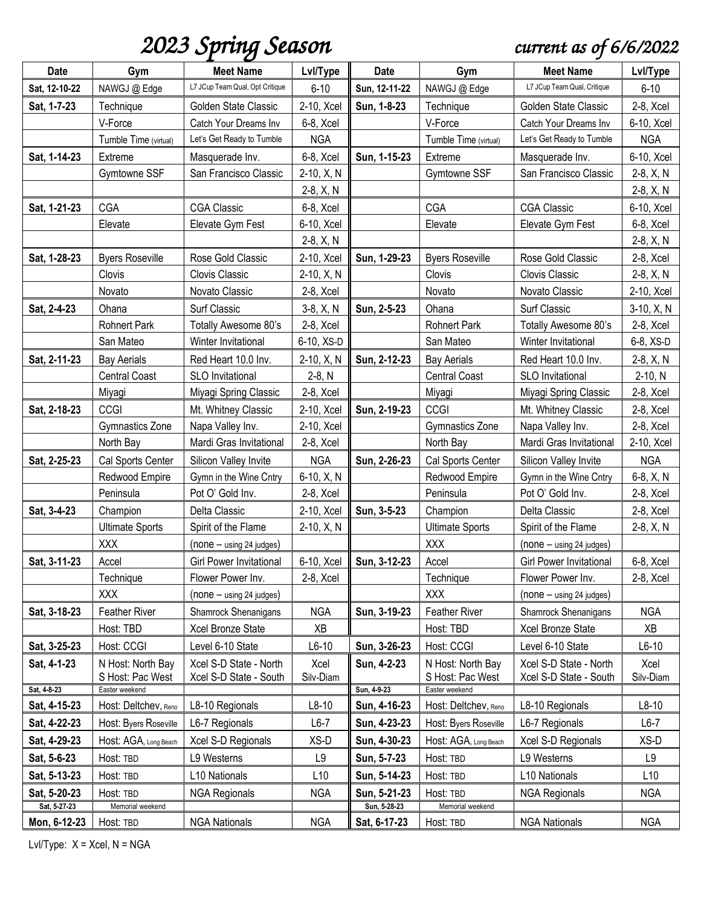# *2023 Spring Season* *current as of 6/6/2022*

| Date | Gym | Meet Name | Lvl/Type | Date | Gym | Meet Name | Lvl/Type |
|---|---|---|---|---|---|---|---|
| **Sat, 12-10-22** | NAWGJ @ Edge | L7 JCup Team Qual, Opt Critique | 6-10 | **Sun, 12-11-22** | NAWGJ @ Edge | L7 JCup Team Qual, Critique | 6-10 |
| **Sat, 1-7-23** | Technique | Golden State Classic | 2-10, Xcel | **Sun, 1-8-23** | Technique | Golden State Classic | 2-8, Xcel |
| | V-Force | Catch Your Dreams Inv | 6-8, Xcel | | V-Force | Catch Your Dreams Inv | 6-10, Xcel |
| | Tumble Time (virtual) | Let's Get Ready to Tumble | NGA | | Tumble Time (virtual) | Let's Get Ready to Tumble | NGA |
| **Sat, 1-14-23** | Extreme | Masquerade Inv. | 6-8, Xcel | **Sun, 1-15-23** | Extreme | Masquerade Inv. | 6-10, Xcel |
| | Gymtowne SSF | San Francisco Classic | 2-10, X, N | | Gymtowne SSF | San Francisco Classic | 2-8, X, N |
| | | | 2-8, X, N | | | | 2-8, X, N |
| **Sat, 1-21-23** | CGA | CGA Classic | 6-8, Xcel | | CGA | CGA Classic | 6-10, Xcel |
| | Elevate | Elevate Gym Fest | 6-10, Xcel | | Elevate | Elevate Gym Fest | 6-8, Xcel |
| | | | 2-8, X, N | | | | 2-8, X, N |
| **Sat, 1-28-23** | Byers Roseville | Rose Gold Classic | 2-10, Xcel | **Sun, 1-29-23** | Byers Roseville | Rose Gold Classic | 2-8, Xcel |
| | Clovis | Clovis Classic | 2-10, X, N | | Clovis | Clovis Classic | 2-8, X, N |
| | Novato | Novato Classic | 2-8, Xcel | | Novato | Novato Classic | 2-10, Xcel |
| **Sat, 2-4-23** | Ohana | Surf Classic | 3-8, X, N | **Sun, 2-5-23** | Ohana | Surf Classic | 3-10, X, N |
| | Rohnert Park | Totally Awesome 80's | 2-8, Xcel | | Rohnert Park | Totally Awesome 80's | 2-8, Xcel |
| | San Mateo | Winter Invitational | 6-10, XS-D | | San Mateo | Winter Invitational | 6-8, XS-D |
| **Sat, 2-11-23** | Bay Aerials | Red Heart 10.0 Inv. | 2-10, X, N | **Sun, 2-12-23** | Bay Aerials | Red Heart 10.0 Inv. | 2-8, X, N |
| | Central Coast | SLO Invitational | 2-8, N | | Central Coast | SLO Invitational | 2-10, N |
| | Miyagi | Miyagi Spring Classic | 2-8, Xcel | | Miyagi | Miyagi Spring Classic | 2-8, Xcel |
| **Sat, 2-18-23** | CCGI | Mt. Whitney Classic | 2-10, Xcel | **Sun, 2-19-23** | CCGI | Mt. Whitney Classic | 2-8, Xcel |
| | Gymnastics Zone | Napa Valley Inv. | 2-10, Xcel | | Gymnastics Zone | Napa Valley Inv. | 2-8, Xcel |
| | North Bay | Mardi Gras Invitational | 2-8, Xcel | | North Bay | Mardi Gras Invitational | 2-10, Xcel |
| **Sat, 2-25-23** | Cal Sports Center | Silicon Valley Invite | NGA | **Sun, 2-26-23** | Cal Sports Center | Silicon Valley Invite | NGA |
| | Redwood Empire | Gymn in the Wine Cntry | 6-10, X, N | | Redwood Empire | Gymn in the Wine Cntry | 6-8, X, N |
| | Peninsula | Pot O' Gold Inv. | 2-8, Xcel | | Peninsula | Pot O' Gold Inv. | 2-8, Xcel |
| **Sat, 3-4-23** | Champion | Delta Classic | 2-10, Xcel | **Sun, 3-5-23** | Champion | Delta Classic | 2-8, Xcel |
| | Ultimate Sports | Spirit of the Flame | 2-10, X, N | | Ultimate Sports | Spirit of the Flame | 2-8, X, N |
| | XXX | (none – using 24 judges) | | | XXX | (none – using 24 judges) | |
| **Sat, 3-11-23** | Accel | Girl Power Invitational | 6-10, Xcel | **Sun, 3-12-23** | Accel | Girl Power Invitational | 6-8, Xcel |
| | Technique | Flower Power Inv. | 2-8, Xcel | | Technique | Flower Power Inv. | 2-8, Xcel |
| | XXX | (none – using 24 judges) | | | XXX | (none – using 24 judges) | |
| **Sat, 3-18-23** | Feather River | Shamrock Shenanigans | NGA | **Sun, 3-19-23** | Feather River | Shamrock Shenanigans | NGA |
| | Host: TBD | Xcel Bronze State | XB | | Host: TBD | Xcel Bronze State | XB |
| **Sat, 3-25-23** | Host: CCGI | Level 6-10 State | L6-10 | **Sun, 3-26-23** | Host: CCGI | Level 6-10 State | L6-10 |
| **Sat, 4-1-23** | N Host: North Bay<br>S Host: Pac West | Xcel S-D State - North<br>Xcel S-D State - South | Xcel<br>Silv-Diam | **Sun, 4-2-23** | N Host: North Bay<br>S Host: Pac West | Xcel S-D State - North<br>Xcel S-D State - South | Xcel<br>Silv-Diam |
| **Sat, 4-8-23** | Easter weekend | | | **Sun, 4-9-23** | Easter weekend | | |
| **Sat, 4-15-23** | Host: Deltchev, Reno | L8-10 Regionals | L8-10 | **Sun, 4-16-23** | Host: Deltchev, Reno | L8-10 Regionals | L8-10 |
| **Sat, 4-22-23** | Host: Byers Roseville | L6-7 Regionals | L6-7 | **Sun, 4-23-23** | Host: Byers Roseville | L6-7 Regionals | L6-7 |
| **Sat, 4-29-23** | Host: AGA, Long Beach | Xcel S-D Regionals | XS-D | **Sun, 4-30-23** | Host: AGA, Long Beach | Xcel S-D Regionals | XS-D |
| **Sat, 5-6-23** | Host: TBD | L9 Westerns | L9 | **Sun, 5-7-23** | Host: TBD | L9 Westerns | L9 |
| **Sat, 5-13-23** | Host: TBD | L10 Nationals | L10 | **Sun, 5-14-23** | Host: TBD | L10 Nationals | L10 |
| **Sat, 5-20-23** | Host: TBD | NGA Regionals | NGA | **Sun, 5-21-23** | Host: TBD | NGA Regionals | NGA |
| **Sat, 5-27-23** | Memorial weekend | | | **Sun, 5-28-23** | Memorial weekend | | |
| **Mon, 6-12-23** | Host: TBD | NGA Nationals | NGA | **Sat, 6-17-23** | Host: TBD | NGA Nationals | NGA |

Lvl/Type: X = Xcel, N = NGA